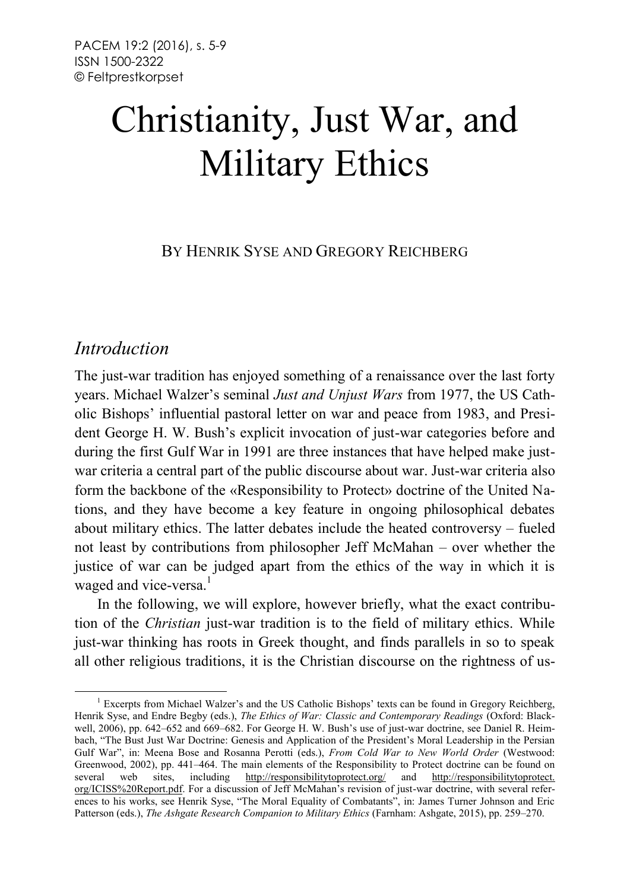# Christianity, Just War, and Military Ethics

BY HENRIK SYSE AND GREGORY REICHBERG

## *Introduction*

The just-war tradition has enjoyed something of a renaissance over the last forty years. Michael Walzer's seminal *Just and Unjust Wars* from 1977, the US Catholic Bishops' influential pastoral letter on war and peace from 1983, and President George H. W. Bush's explicit invocation of just-war categories before and during the first Gulf War in 1991 are three instances that have helped make just-war criteria a central part of the public discourse about war. Just-war criteria also form the backbone of the «Responsibility to Protect» doctrine of the United Nations, and they have become a key feature in ongoing philosophical debates about military ethics. The latter debates include the heated controversy – fueled not least by contributions from philosopher Jeff McMahan – over whether the justice of war can be judged apart from the ethics of the way in which it is waged and vice-versa.[1]

In the following, we will explore, however briefly, what the exact contribution of the *Christian* just-war tradition is to the field of military ethics. While just-war thinking has roots in Greek thought, and finds parallels in so to speak all other religious traditions, it is the Christian discourse on the rightness of us-

---

[1] Excerpts from Michael Walzer's and the US Catholic Bishops' texts can be found in Gregory Reichberg, Henrik Syse, and Endre Begby (eds.), *The Ethics of War: Classic and Contemporary Readings* (Oxford: Blackwell, 2006), pp. 642–652 and 669–682. For George H. W. Bush's use of just-war doctrine, see Daniel R. Heimbach, "The Bust Just War Doctrine: Genesis and Application of the President's Moral Leadership in the Persian Gulf War", in: Meena Bose and Rosanna Perotti (eds.), *From Cold War to New World Order* (Westwood: Greenwood, 2002), pp. 441–464. The main elements of the Responsibility to Protect doctrine can be found on several web sites, including http://responsibilitytoprotect.org/ and http://responsibilitytoprotect.org/ICISS%20Report.pdf. For a discussion of Jeff McMahan's revision of just-war doctrine, with several references to his works, see Henrik Syse, "The Moral Equality of Combatants", in: James Turner Johnson and Eric Patterson (eds.), *The Ashgate Research Companion to Military Ethics* (Farnham: Ashgate, 2015), pp. 259–270.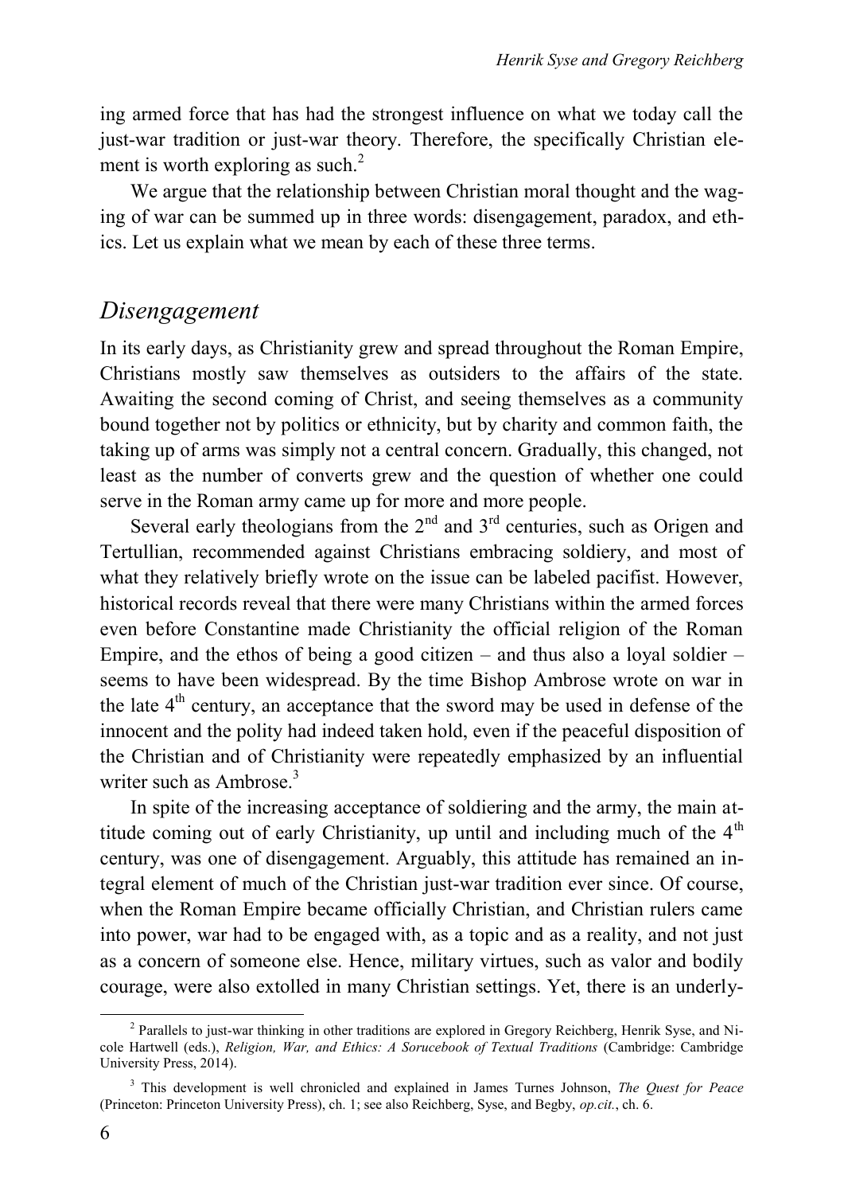ing armed force that has had the strongest influence on what we today call the just-war tradition or just-war theory. Therefore, the specifically Christian element is worth exploring as such.[2]

We argue that the relationship between Christian moral thought and the waging of war can be summed up in three words: disengagement, paradox, and ethics. Let us explain what we mean by each of these three terms.

## *Disengagement*

In its early days, as Christianity grew and spread throughout the Roman Empire, Christians mostly saw themselves as outsiders to the affairs of the state. Awaiting the second coming of Christ, and seeing themselves as a community bound together not by politics or ethnicity, but by charity and common faith, the taking up of arms was simply not a central concern. Gradually, this changed, not least as the number of converts grew and the question of whether one could serve in the Roman army came up for more and more people.

Several early theologians from the 2nd and 3rd centuries, such as Origen and Tertullian, recommended against Christians embracing soldiery, and most of what they relatively briefly wrote on the issue can be labeled pacifist. However, historical records reveal that there were many Christians within the armed forces even before Constantine made Christianity the official religion of the Roman Empire, and the ethos of being a good citizen – and thus also a loyal soldier – seems to have been widespread. By the time Bishop Ambrose wrote on war in the late 4th century, an acceptance that the sword may be used in defense of the innocent and the polity had indeed taken hold, even if the peaceful disposition of the Christian and of Christianity were repeatedly emphasized by an influential writer such as Ambrose.[3]

In spite of the increasing acceptance of soldiering and the army, the main attitude coming out of early Christianity, up until and including much of the 4th century, was one of disengagement. Arguably, this attitude has remained an integral element of much of the Christian just-war tradition ever since. Of course, when the Roman Empire became officially Christian, and Christian rulers came into power, war had to be engaged with, as a topic and as a reality, and not just as a concern of someone else. Hence, military virtues, such as valor and bodily courage, were also extolled in many Christian settings. Yet, there is an underly-

---

[2] Parallels to just-war thinking in other traditions are explored in Gregory Reichberg, Henrik Syse, and Nicole Hartwell (eds.), *Religion, War, and Ethics: A Sorucebook of Textual Traditions* (Cambridge: Cambridge University Press, 2014).

[3] This development is well chronicled and explained in James Turnes Johnson, *The Quest for Peace* (Princeton: Princeton University Press), ch. 1; see also Reichberg, Syse, and Begby, *op.cit.*, ch. 6.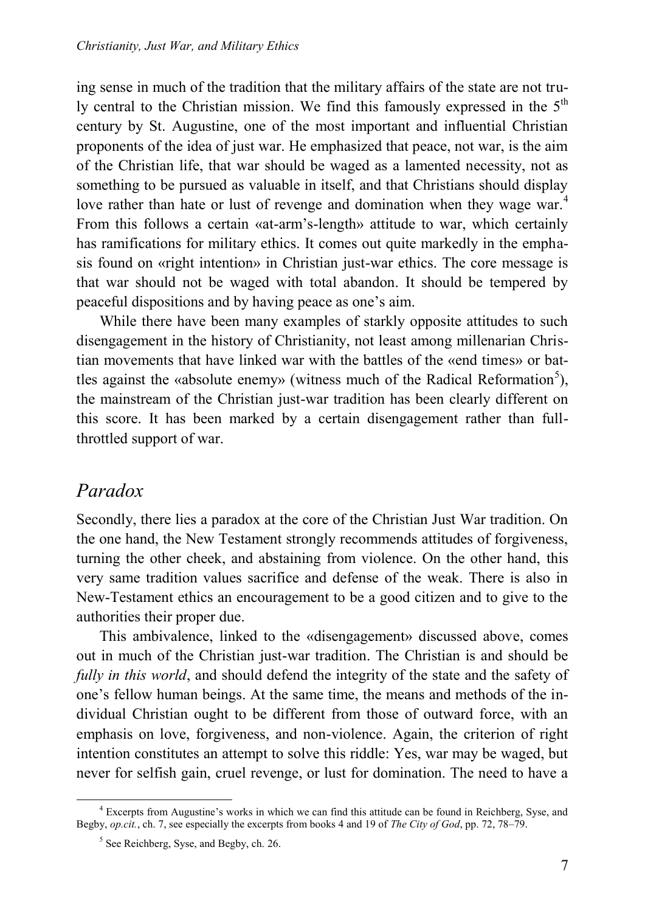ing sense in much of the tradition that the military affairs of the state are not truly central to the Christian mission. We find this famously expressed in the 5th century by St. Augustine, one of the most important and influential Christian proponents of the idea of just war. He emphasized that peace, not war, is the aim of the Christian life, that war should be waged as a lamented necessity, not as something to be pursued as valuable in itself, and that Christians should display love rather than hate or lust of revenge and domination when they wage war.[4] From this follows a certain «at-arm's-length» attitude to war, which certainly has ramifications for military ethics. It comes out quite markedly in the emphasis found on «right intention» in Christian just-war ethics. The core message is that war should not be waged with total abandon. It should be tempered by peaceful dispositions and by having peace as one's aim.

While there have been many examples of starkly opposite attitudes to such disengagement in the history of Christianity, not least among millenarian Christian movements that have linked war with the battles of the «end times» or battles against the «absolute enemy» (witness much of the Radical Reformation[5]), the mainstream of the Christian just-war tradition has been clearly different on this score. It has been marked by a certain disengagement rather than full-throttled support of war.

## *Paradox*

Secondly, there lies a paradox at the core of the Christian Just War tradition. On the one hand, the New Testament strongly recommends attitudes of forgiveness, turning the other cheek, and abstaining from violence. On the other hand, this very same tradition values sacrifice and defense of the weak. There is also in New-Testament ethics an encouragement to be a good citizen and to give to the authorities their proper due.

This ambivalence, linked to the «disengagement» discussed above, comes out in much of the Christian just-war tradition. The Christian is and should be *fully in this world*, and should defend the integrity of the state and the safety of one's fellow human beings. At the same time, the means and methods of the individual Christian ought to be different from those of outward force, with an emphasis on love, forgiveness, and non-violence. Again, the criterion of right intention constitutes an attempt to solve this riddle: Yes, war may be waged, but never for selfish gain, cruel revenge, or lust for domination. The need to have a

---

[4] Excerpts from Augustine's works in which we can find this attitude can be found in Reichberg, Syse, and Begby, *op.cit.*, ch. 7, see especially the excerpts from books 4 and 19 of *The City of God*, pp. 72, 78–79.

[5] See Reichberg, Syse, and Begby, ch. 26.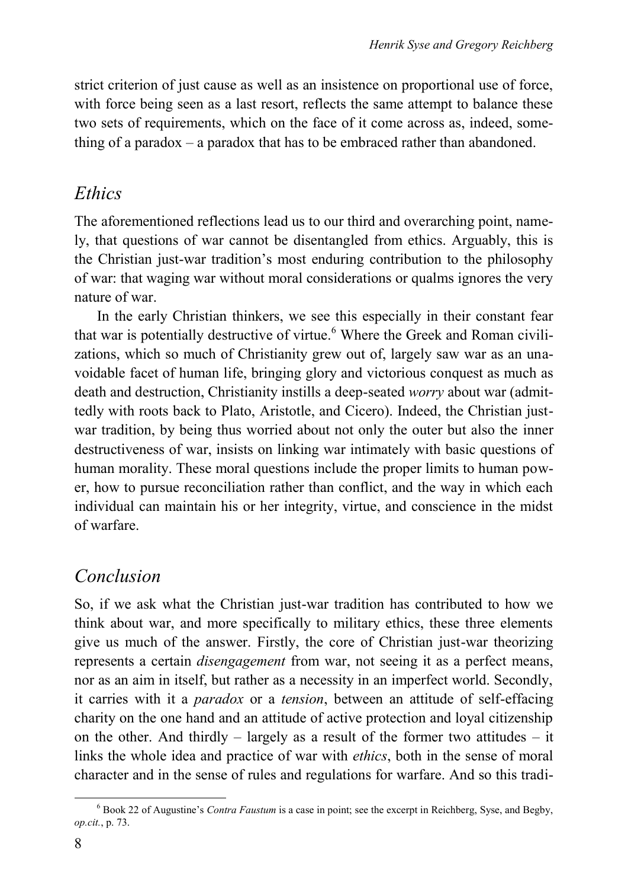strict criterion of just cause as well as an insistence on proportional use of force, with force being seen as a last resort, reflects the same attempt to balance these two sets of requirements, which on the face of it come across as, indeed, something of a paradox – a paradox that has to be embraced rather than abandoned.

## *Ethics*

The aforementioned reflections lead us to our third and overarching point, namely, that questions of war cannot be disentangled from ethics. Arguably, this is the Christian just-war tradition's most enduring contribution to the philosophy of war: that waging war without moral considerations or qualms ignores the very nature of war.

In the early Christian thinkers, we see this especially in their constant fear that war is potentially destructive of virtue.[6] Where the Greek and Roman civilizations, which so much of Christianity grew out of, largely saw war as an unavoidable facet of human life, bringing glory and victorious conquest as much as death and destruction, Christianity instills a deep-seated *worry* about war (admittedly with roots back to Plato, Aristotle, and Cicero). Indeed, the Christian just-war tradition, by being thus worried about not only the outer but also the inner destructiveness of war, insists on linking war intimately with basic questions of human morality. These moral questions include the proper limits to human power, how to pursue reconciliation rather than conflict, and the way in which each individual can maintain his or her integrity, virtue, and conscience in the midst of warfare.

## *Conclusion*

So, if we ask what the Christian just-war tradition has contributed to how we think about war, and more specifically to military ethics, these three elements give us much of the answer. Firstly, the core of Christian just-war theorizing represents a certain *disengagement* from war, not seeing it as a perfect means, nor as an aim in itself, but rather as a necessity in an imperfect world. Secondly, it carries with it a *paradox* or a *tension*, between an attitude of self-effacing charity on the one hand and an attitude of active protection and loyal citizenship on the other. And thirdly – largely as a result of the former two attitudes – it links the whole idea and practice of war with *ethics*, both in the sense of moral character and in the sense of rules and regulations for warfare. And so this tradi-

[6] Book 22 of Augustine's *Contra Faustum* is a case in point; see the excerpt in Reichberg, Syse, and Begby, *op.cit.*, p. 73.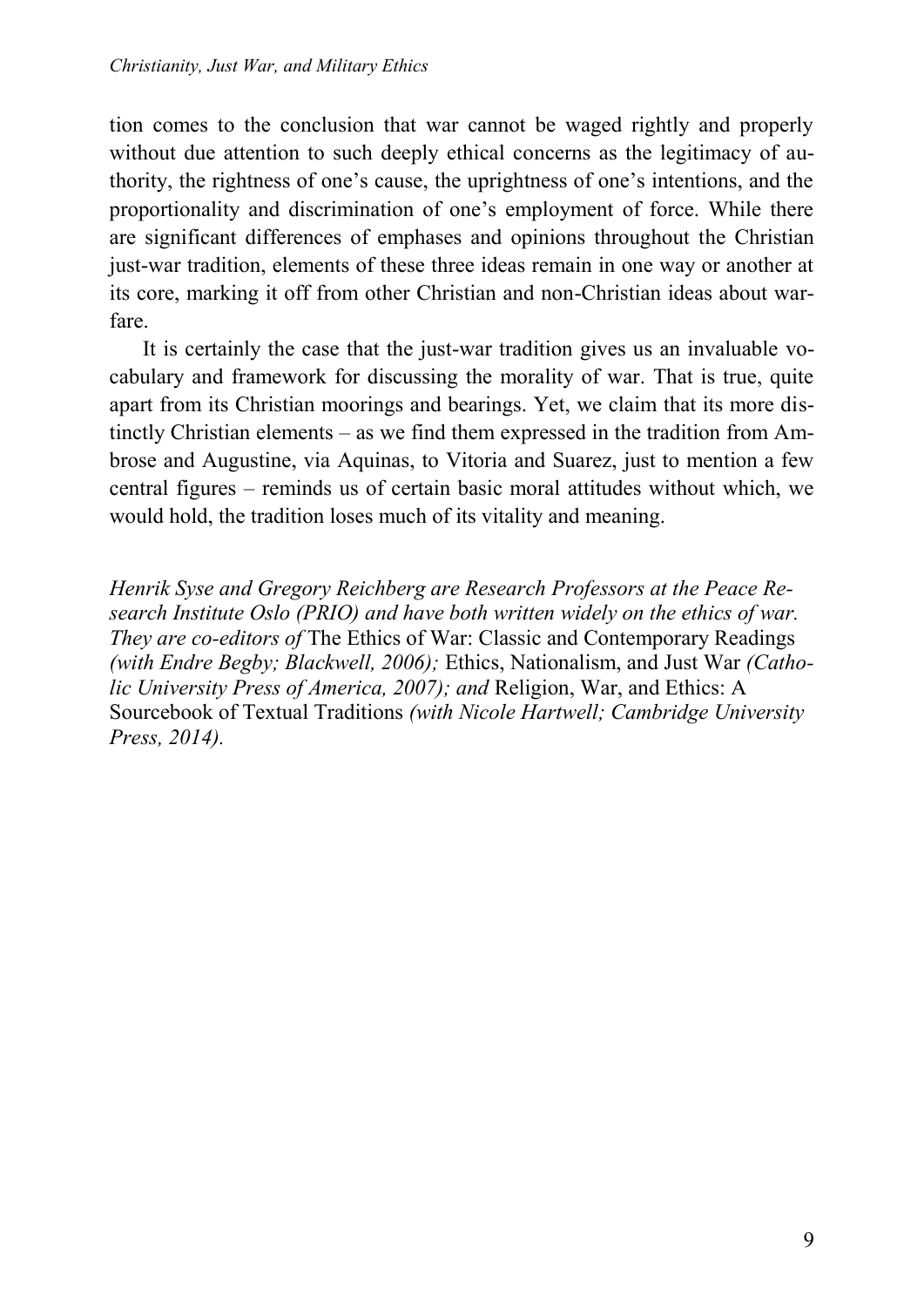tion comes to the conclusion that war cannot be waged rightly and properly without due attention to such deeply ethical concerns as the legitimacy of authority, the rightness of one's cause, the uprightness of one's intentions, and the proportionality and discrimination of one's employment of force. While there are significant differences of emphases and opinions throughout the Christian just-war tradition, elements of these three ideas remain in one way or another at its core, marking it off from other Christian and non-Christian ideas about warfare.

It is certainly the case that the just-war tradition gives us an invaluable vocabulary and framework for discussing the morality of war. That is true, quite apart from its Christian moorings and bearings. Yet, we claim that its more distinctly Christian elements – as we find them expressed in the tradition from Ambrose and Augustine, via Aquinas, to Vitoria and Suarez, just to mention a few central figures – reminds us of certain basic moral attitudes without which, we would hold, the tradition loses much of its vitality and meaning.

*Henrik Syse and Gregory Reichberg are Research Professors at the Peace Research Institute Oslo (PRIO) and have both written widely on the ethics of war. They are co-editors of* The Ethics of War: Classic and Contemporary Readings *(with Endre Begby; Blackwell, 2006);* Ethics, Nationalism, and Just War *(Catholic University Press of America, 2007); and* Religion, War, and Ethics: A Sourcebook of Textual Traditions *(with Nicole Hartwell; Cambridge University Press, 2014).*